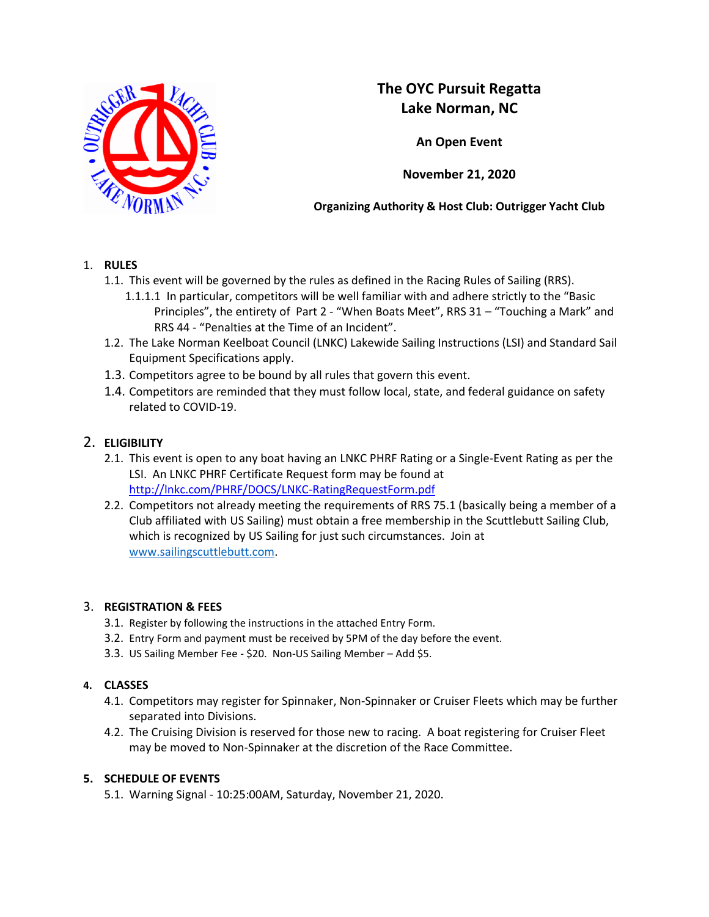# The OYC Pursuit Regatta
# Lake Norman, NC

**An Open Event**

**November 21, 2020**

**Organizing Authority & Host Club: Outrigger Yacht Club**

1. **RULES**
   1.1. This event will be governed by the rules as defined in the Racing Rules of Sailing (RRS).
      1.1.1.1 In particular, competitors will be well familiar with and adhere strictly to the "Basic Principles", the entirety of Part 2 - "When Boats Meet", RRS 31 – "Touching a Mark" and RRS 44 - "Penalties at the Time of an Incident".
   1.2. The Lake Norman Keelboat Council (LNKC) Lakewide Sailing Instructions (LSI) and Standard Sail Equipment Specifications apply.
   1.3. Competitors agree to be bound by all rules that govern this event.
   1.4. Competitors are reminded that they must follow local, state, and federal guidance on safety related to COVID-19.

2. **ELIGIBILITY**
   2.1. This event is open to any boat having an LNKC PHRF Rating or a Single-Event Rating as per the LSI. An LNKC PHRF Certificate Request form may be found at http://lnkc.com/PHRF/DOCS/LNKC-RatingRequestForm.pdf
   2.2. Competitors not already meeting the requirements of RRS 75.1 (basically being a member of a Club affiliated with US Sailing) must obtain a free membership in the Scuttlebutt Sailing Club, which is recognized by US Sailing for just such circumstances. Join at www.sailingscuttlebutt.com.

3. **REGISTRATION & FEES**
   3.1. Register by following the instructions in the attached Entry Form.
   3.2. Entry Form and payment must be received by 5PM of the day before the event.
   3.3. US Sailing Member Fee - $20. Non-US Sailing Member – Add $5.

4. **CLASSES**
   4.1. Competitors may register for Spinnaker, Non-Spinnaker or Cruiser Fleets which may be further separated into Divisions.
   4.2. The Cruising Division is reserved for those new to racing. A boat registering for Cruiser Fleet may be moved to Non-Spinnaker at the discretion of the Race Committee.

5. **SCHEDULE OF EVENTS**
   5.1. Warning Signal - 10:25:00AM, Saturday, November 21, 2020.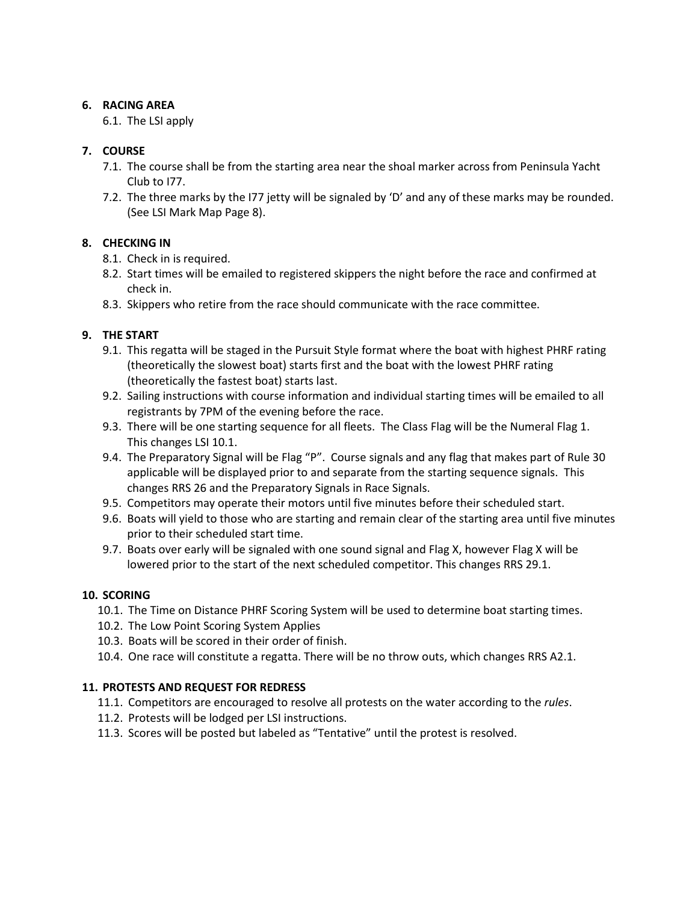**6. RACING AREA**

6.1. The LSI apply

**7. COURSE**

7.1. The course shall be from the starting area near the shoal marker across from Peninsula Yacht Club to I77.

7.2. The three marks by the I77 jetty will be signaled by 'D' and any of these marks may be rounded. (See LSI Mark Map Page 8).

**8. CHECKING IN**

8.1. Check in is required.

8.2. Start times will be emailed to registered skippers the night before the race and confirmed at check in.

8.3. Skippers who retire from the race should communicate with the race committee.

**9. THE START**

9.1. This regatta will be staged in the Pursuit Style format where the boat with highest PHRF rating (theoretically the slowest boat) starts first and the boat with the lowest PHRF rating (theoretically the fastest boat) starts last.

9.2. Sailing instructions with course information and individual starting times will be emailed to all registrants by 7PM of the evening before the race.

9.3. There will be one starting sequence for all fleets. The Class Flag will be the Numeral Flag 1. This changes LSI 10.1.

9.4. The Preparatory Signal will be Flag "P". Course signals and any flag that makes part of Rule 30 applicable will be displayed prior to and separate from the starting sequence signals. This changes RRS 26 and the Preparatory Signals in Race Signals.

9.5. Competitors may operate their motors until five minutes before their scheduled start.

9.6. Boats will yield to those who are starting and remain clear of the starting area until five minutes prior to their scheduled start time.

9.7. Boats over early will be signaled with one sound signal and Flag X, however Flag X will be lowered prior to the start of the next scheduled competitor. This changes RRS 29.1.

**10. SCORING**

10.1. The Time on Distance PHRF Scoring System will be used to determine boat starting times.

10.2. The Low Point Scoring System Applies

10.3. Boats will be scored in their order of finish.

10.4. One race will constitute a regatta. There will be no throw outs, which changes RRS A2.1.

**11. PROTESTS AND REQUEST FOR REDRESS**

11.1. Competitors are encouraged to resolve all protests on the water according to the *rules*.

11.2. Protests will be lodged per LSI instructions.

11.3. Scores will be posted but labeled as "Tentative" until the protest is resolved.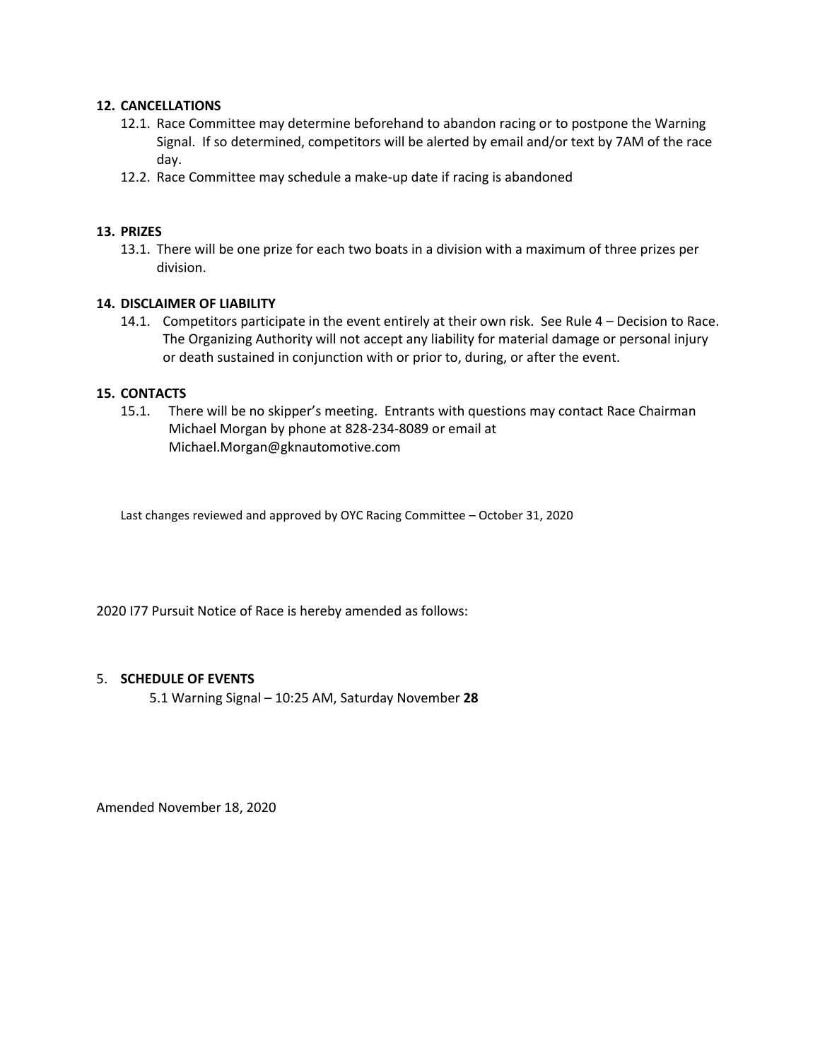## 12. CANCELLATIONS

12.1. Race Committee may determine beforehand to abandon racing or to postpone the Warning Signal. If so determined, competitors will be alerted by email and/or text by 7AM of the race day.

12.2. Race Committee may schedule a make-up date if racing is abandoned

## 13. PRIZES

13.1. There will be one prize for each two boats in a division with a maximum of three prizes per division.

## 14. DISCLAIMER OF LIABILITY

14.1. Competitors participate in the event entirely at their own risk. See Rule 4 – Decision to Race. The Organizing Authority will not accept any liability for material damage or personal injury or death sustained in conjunction with or prior to, during, or after the event.

## 15. CONTACTS

15.1. There will be no skipper's meeting. Entrants with questions may contact Race Chairman Michael Morgan by phone at 828-234-8089 or email at Michael.Morgan@gknautomotive.com

Last changes reviewed and approved by OYC Racing Committee – October 31, 2020

2020 I77 Pursuit Notice of Race is hereby amended as follows:

5. **SCHEDULE OF EVENTS**

5.1 Warning Signal – 10:25 AM, Saturday November **28**

Amended November 18, 2020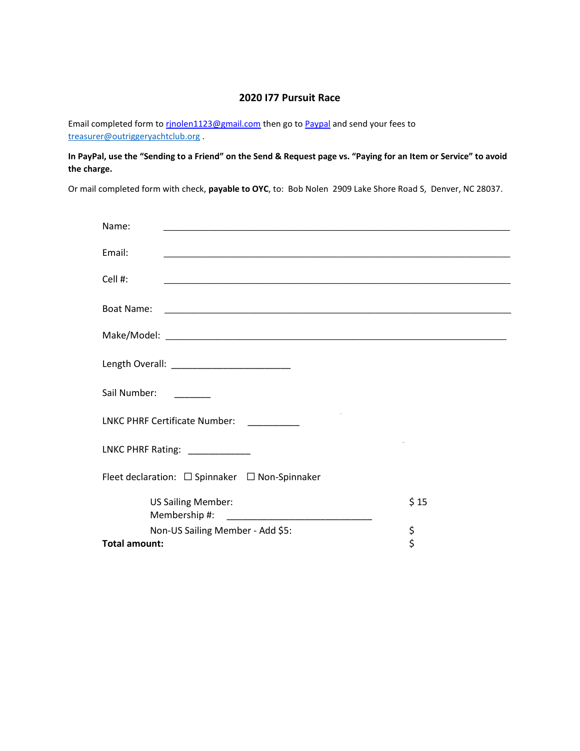# 2020 I77 Pursuit Race

Email completed form to rjnolen1123@gmail.com then go to Paypal and send your fees to treasurer@outriggeryachtclub.org .

**In PayPal, use the "Sending to a Friend" on the Send & Request page vs. "Paying for an Item or Service" to avoid the charge.**

Or mail completed form with check, **payable to OYC**, to: Bob Nolen 2909 Lake Shore Road S, Denver, NC 28037.

Name: ______________________________________________________________

Email: ______________________________________________________________

Cell #: ______________________________________________________________

Boat Name: ______________________________________________________________

Make/Model: ______________________________________________________________

Length Overall: ______________________

Sail Number: _______

LNKC PHRF Certificate Number: __________

LNKC PHRF Rating: ____________

Fleet declaration: ☐ Spinnaker ☐ Non-Spinnaker

US Sailing Member: $ 15
Membership #: ____________________________

Non-US Sailing Member - Add $5: $

**Total amount:** $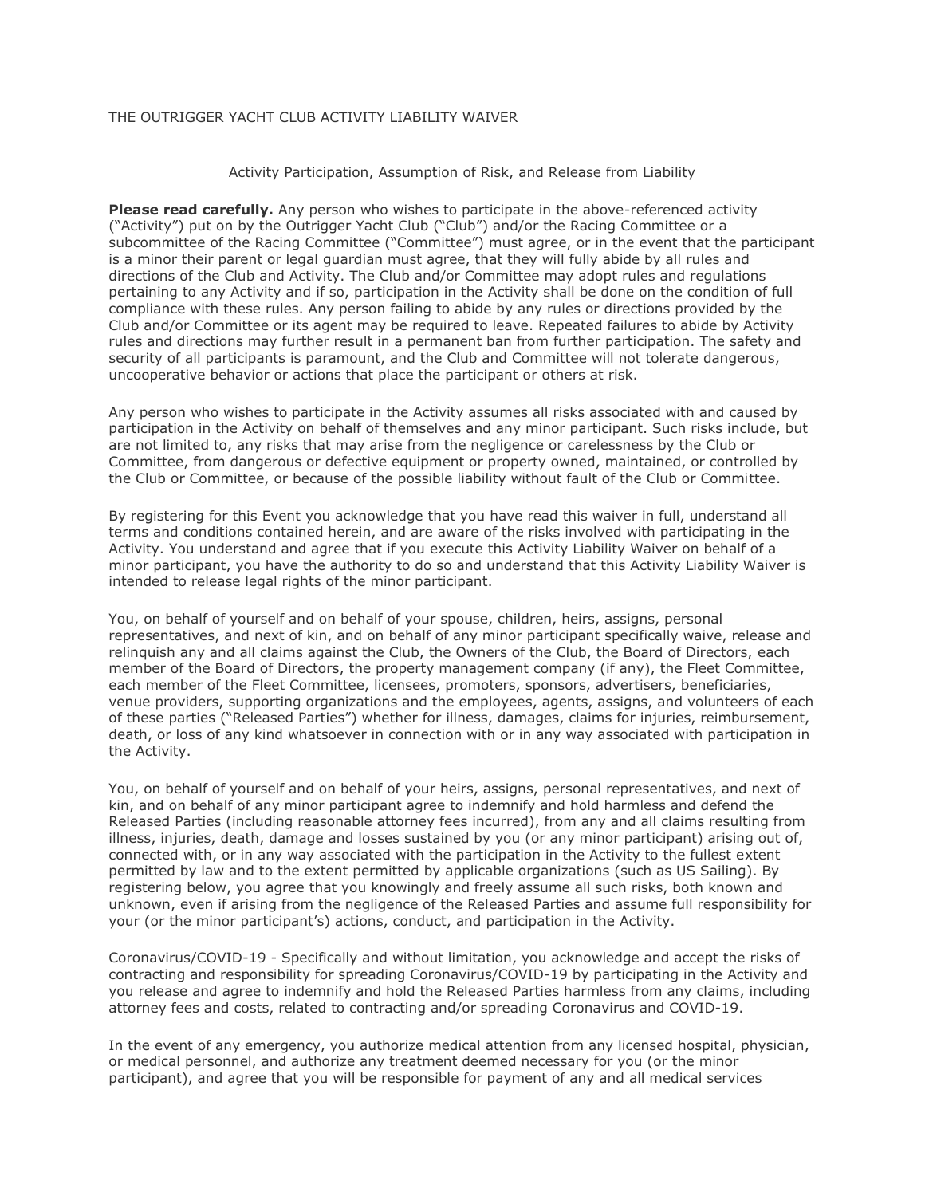THE OUTRIGGER YACHT CLUB ACTIVITY LIABILITY WAIVER

Activity Participation, Assumption of Risk, and Release from Liability

**Please read carefully.** Any person who wishes to participate in the above-referenced activity ("Activity") put on by the Outrigger Yacht Club ("Club") and/or the Racing Committee or a subcommittee of the Racing Committee ("Committee") must agree, or in the event that the participant is a minor their parent or legal guardian must agree, that they will fully abide by all rules and directions of the Club and Activity. The Club and/or Committee may adopt rules and regulations pertaining to any Activity and if so, participation in the Activity shall be done on the condition of full compliance with these rules. Any person failing to abide by any rules or directions provided by the Club and/or Committee or its agent may be required to leave. Repeated failures to abide by Activity rules and directions may further result in a permanent ban from further participation. The safety and security of all participants is paramount, and the Club and Committee will not tolerate dangerous, uncooperative behavior or actions that place the participant or others at risk.

Any person who wishes to participate in the Activity assumes all risks associated with and caused by participation in the Activity on behalf of themselves and any minor participant. Such risks include, but are not limited to, any risks that may arise from the negligence or carelessness by the Club or Committee, from dangerous or defective equipment or property owned, maintained, or controlled by the Club or Committee, or because of the possible liability without fault of the Club or Committee.

By registering for this Event you acknowledge that you have read this waiver in full, understand all terms and conditions contained herein, and are aware of the risks involved with participating in the Activity. You understand and agree that if you execute this Activity Liability Waiver on behalf of a minor participant, you have the authority to do so and understand that this Activity Liability Waiver is intended to release legal rights of the minor participant.

You, on behalf of yourself and on behalf of your spouse, children, heirs, assigns, personal representatives, and next of kin, and on behalf of any minor participant specifically waive, release and relinquish any and all claims against the Club, the Owners of the Club, the Board of Directors, each member of the Board of Directors, the property management company (if any), the Fleet Committee, each member of the Fleet Committee, licensees, promoters, sponsors, advertisers, beneficiaries, venue providers, supporting organizations and the employees, agents, assigns, and volunteers of each of these parties ("Released Parties") whether for illness, damages, claims for injuries, reimbursement, death, or loss of any kind whatsoever in connection with or in any way associated with participation in the Activity.

You, on behalf of yourself and on behalf of your heirs, assigns, personal representatives, and next of kin, and on behalf of any minor participant agree to indemnify and hold harmless and defend the Released Parties (including reasonable attorney fees incurred), from any and all claims resulting from illness, injuries, death, damage and losses sustained by you (or any minor participant) arising out of, connected with, or in any way associated with the participation in the Activity to the fullest extent permitted by law and to the extent permitted by applicable organizations (such as US Sailing). By registering below, you agree that you knowingly and freely assume all such risks, both known and unknown, even if arising from the negligence of the Released Parties and assume full responsibility for your (or the minor participant's) actions, conduct, and participation in the Activity.

Coronavirus/COVID-19 - Specifically and without limitation, you acknowledge and accept the risks of contracting and responsibility for spreading Coronavirus/COVID-19 by participating in the Activity and you release and agree to indemnify and hold the Released Parties harmless from any claims, including attorney fees and costs, related to contracting and/or spreading Coronavirus and COVID-19.

In the event of any emergency, you authorize medical attention from any licensed hospital, physician, or medical personnel, and authorize any treatment deemed necessary for you (or the minor participant), and agree that you will be responsible for payment of any and all medical services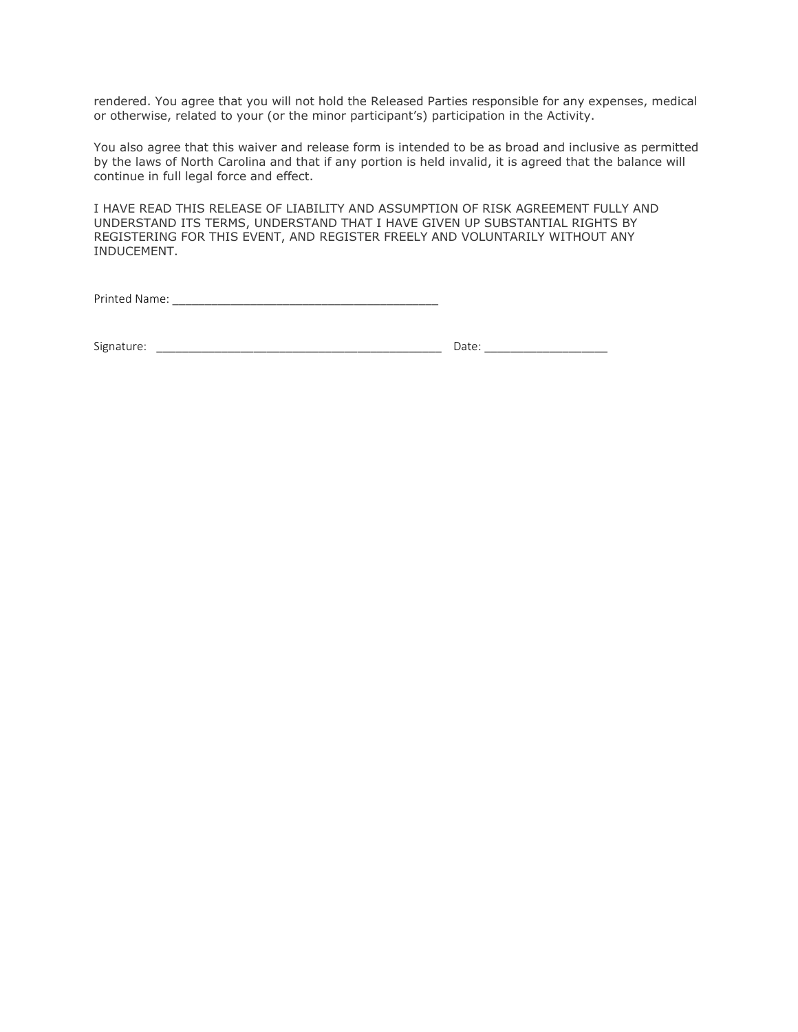rendered. You agree that you will not hold the Released Parties responsible for any expenses, medical or otherwise, related to your (or the minor participant's) participation in the Activity.

You also agree that this waiver and release form is intended to be as broad and inclusive as permitted by the laws of North Carolina and that if any portion is held invalid, it is agreed that the balance will continue in full legal force and effect.

I HAVE READ THIS RELEASE OF LIABILITY AND ASSUMPTION OF RISK AGREEMENT FULLY AND UNDERSTAND ITS TERMS, UNDERSTAND THAT I HAVE GIVEN UP SUBSTANTIAL RIGHTS BY REGISTERING FOR THIS EVENT, AND REGISTER FREELY AND VOLUNTARILY WITHOUT ANY INDUCEMENT.

Printed Name: ________________________________________

Signature: ___________________________________________ Date: __________________